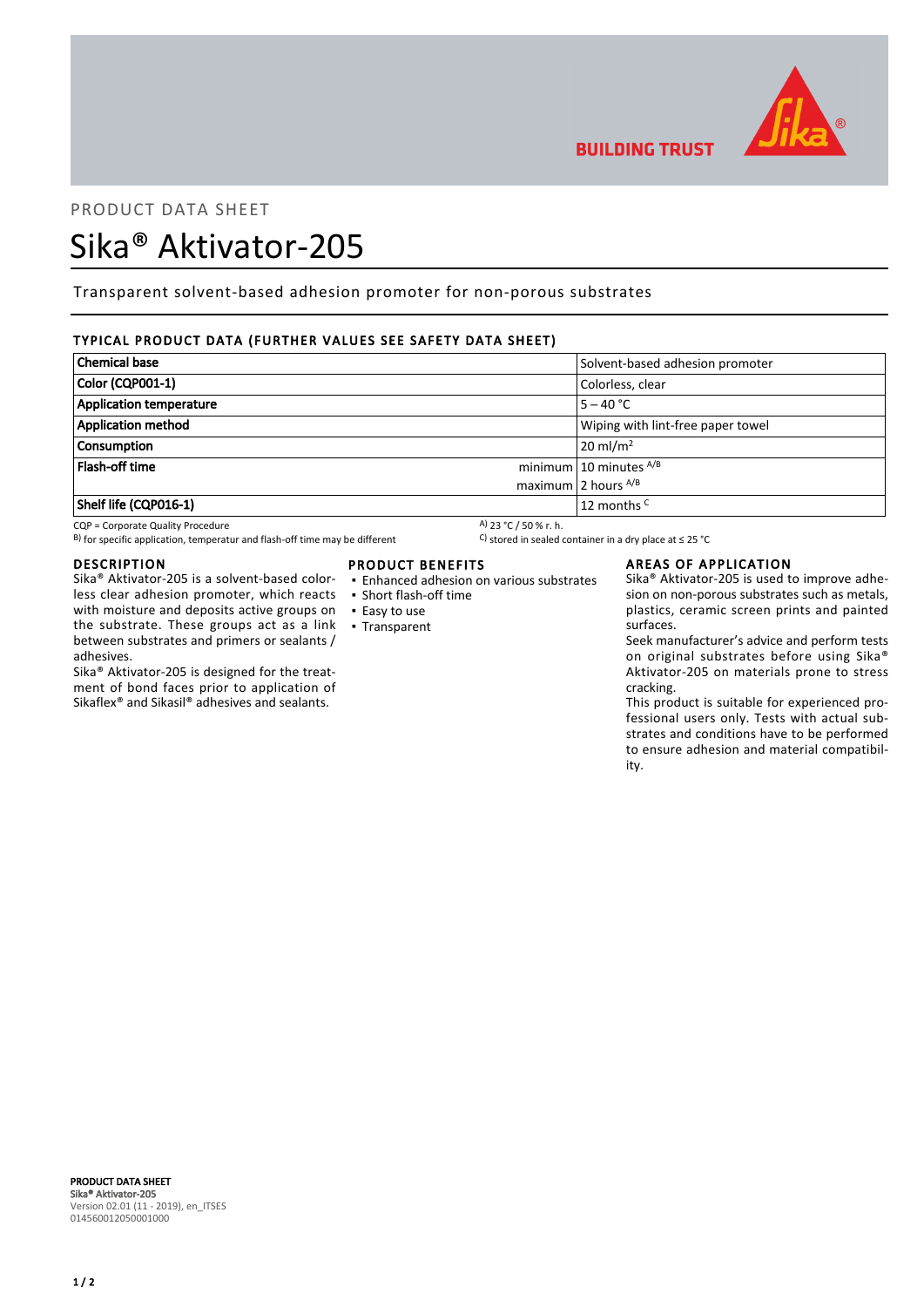PRODUCT DATA SHEET

# Sika® Aktivator-205

Transparent solvent-based adhesion promoter for non-porous substrates

## TYPICAL PRODUCT DATA (FURTHER VALUES SEE SAFETY DATA SHEET)

| Property | | Value |
|---|---|---|
| **Chemical base** | | Solvent-based adhesion promoter |
| **Color (CQP001-1)** | | Colorless, clear |
| **Application temperature** | | 5 – 40 °C |
| **Application method** | | Wiping with lint-free paper towel |
| **Consumption** | | 20 ml/m² |
| **Flash-off time** | minimum | 10 minutes A/B |
| | maximum | 2 hours A/B |
| **Shelf life (CQP016-1)** | | 12 months C |

CQP = Corporate Quality Procedure
A) 23 °C / 50 % r. h.
B) for specific application, temperatur and flash-off time may be different
C) stored in sealed container in a dry place at ≤ 25 °C

## DESCRIPTION

Sika® Aktivator-205 is a solvent-based colorless clear adhesion promoter, which reacts with moisture and deposits active groups on the substrate. These groups act as a link between substrates and primers or sealants / adhesives.

Sika® Aktivator-205 is designed for the treatment of bond faces prior to application of Sikaflex® and Sikasil® adhesives and sealants.

## PRODUCT BENEFITS

- Enhanced adhesion on various substrates
- Short flash-off time
- Easy to use
- Transparent

## AREAS OF APPLICATION

Sika® Aktivator-205 is used to improve adhesion on non-porous substrates such as metals, plastics, ceramic screen prints and painted surfaces.

Seek manufacturer's advice and perform tests on original substrates before using Sika® Aktivator-205 on materials prone to stress cracking.

This product is suitable for experienced professional users only. Tests with actual substrates and conditions have to be performed to ensure adhesion and material compatibility.

**PRODUCT DATA SHEET**
**Sika® Aktivator-205**
Version 02.01 (11 - 2019), en_ITSES
014560012050001000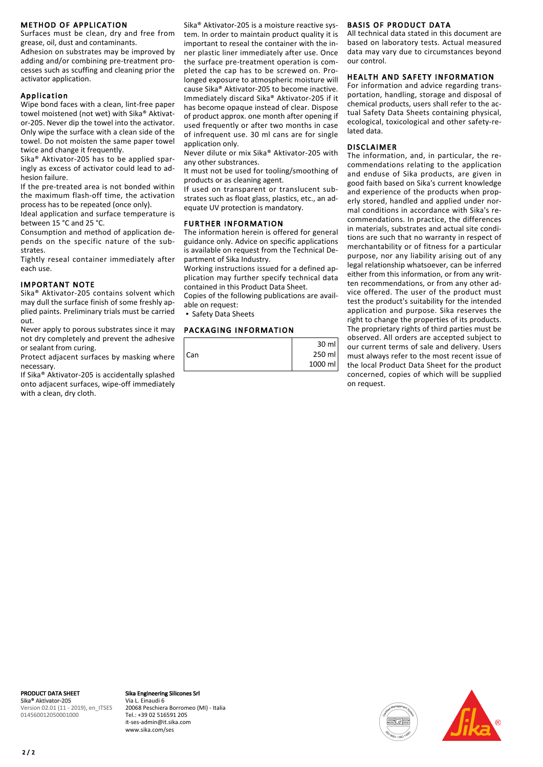## METHOD OF APPLICATION

Surfaces must be clean, dry and free from grease, oil, dust and contaminants.

Adhesion on substrates may be improved by adding and/or combining pre-treatment processes such as scuffing and cleaning prior the activator application.

### Application

Wipe bond faces with a clean, lint-free paper towel moistened (not wet) with Sika® Aktivator-205. Never dip the towel into the activator. Only wipe the surface with a clean side of the towel. Do not moisten the same paper towel twice and change it frequently.

Sika® Aktivator-205 has to be applied sparingly as excess of activator could lead to adhesion failure.

If the pre-treated area is not bonded within the maximum flash-off time, the activation process has to be repeated (once only).

Ideal application and surface temperature is between 15 °C and 25 °C.

Consumption and method of application depends on the specific nature of the substrates.

Tightly reseal container immediately after each use.

## IMPORTANT NOTE

Sika® Aktivator-205 contains solvent which may dull the surface finish of some freshly applied paints. Preliminary trials must be carried out.

Never apply to porous substrates since it may not dry completely and prevent the adhesive or sealant from curing.

Protect adjacent surfaces by masking where necessary.

If Sika® Aktivator-205 is accidentally splashed onto adjacent surfaces, wipe-off immediately with a clean, dry cloth.

Sika® Aktivator-205 is a moisture reactive system. In order to maintain product quality it is important to reseal the container with the inner plastic liner immediately after use. Once the surface pre-treatment operation is completed the cap has to be screwed on. Prolonged exposure to atmospheric moisture will cause Sika® Aktivator-205 to become inactive. Immediately discard Sika® Aktivator-205 if it has become opaque instead of clear. Dispose of product approx. one month after opening if used frequently or after two months in case of infrequent use. 30 ml cans are for single application only.

Never dilute or mix Sika® Aktivator-205 with any other substrances.

It must not be used for tooling/smoothing of products or as cleaning agent.

If used on transparent or translucent substrates such as float glass, plastics, etc., an adequate UV protection is mandatory.

## FURTHER INFORMATION

The information herein is offered for general guidance only. Advice on specific applications is available on request from the Technical Department of Sika Industry.

Working instructions issued for a defined application may further specify technical data contained in this Product Data Sheet.

Copies of the following publications are available on request:

- Safety Data Sheets

## PACKAGING INFORMATION

| | |
|---|---|
| Can | 30 ml<br>250 ml<br>1000 ml |

## BASIS OF PRODUCT DATA

All technical data stated in this document are based on laboratory tests. Actual measured data may vary due to circumstances beyond our control.

## HEALTH AND SAFETY INFORMATION

For information and advice regarding transportation, handling, storage and disposal of chemical products, users shall refer to the actual Safety Data Sheets containing physical, ecological, toxicological and other safety-related data.

## DISCLAIMER

The information, and, in particular, the recommendations relating to the application and enduse of Sika products, are given in good faith based on Sika's current knowledge and experience of the products when properly stored, handled and applied under normal conditions in accordance with Sika's recommendations. In practice, the differences in materials, substrates and actual site conditions are such that no warranty in respect of merchantability or of fitness for a particular purpose, nor any liability arising out of any legal relationship whatsoever, can be inferred either from this information, or from any written recommendations, or from any other advice offered. The user of the product must test the product's suitability for the intended application and purpose. Sika reserves the right to change the properties of its products. The proprietary rights of third parties must be observed. All orders are accepted subject to our current terms of sale and delivery. Users must always refer to the most recent issue of the local Product Data Sheet for the product concerned, copies of which will be supplied on request.

**PRODUCT DATA SHEET**
**Sika® Aktivator-205**
Version 02.01 (11 - 2019), en_ITSES
014560012050001000

**Sika Engineering Silicones Srl**
Via L. Einaudi 6
20068 Peschiera Borromeo (MI) - Italia
Tel.: +39 02 516591 205
it-ses-admin@it.sika.com
www.sika.com/ses